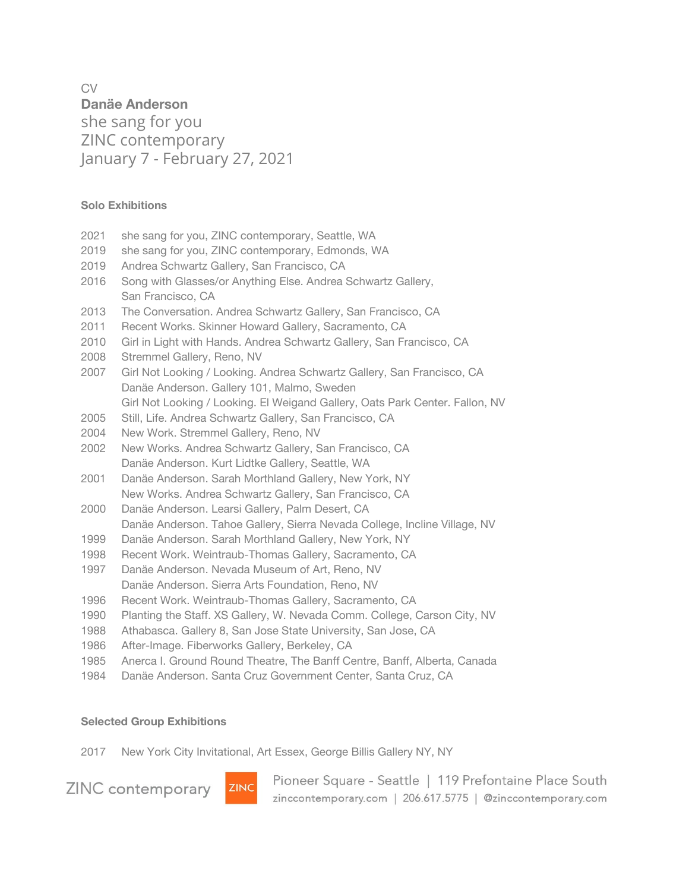CV

**Danäe Anderson**

she sang for you

ZINC contemporary

January 7 - February 27, 2021

### Solo Exhibitions

2021 she sang for you, ZINC contemporary, Seattle, WA
2019 she sang for you, ZINC contemporary, Edmonds, WA
2019 Andrea Schwartz Gallery, San Francisco, CA
2016 Song with Glasses/or Anything Else. Andrea Schwartz Gallery, San Francisco, CA
2013 The Conversation. Andrea Schwartz Gallery, San Francisco, CA
2011 Recent Works. Skinner Howard Gallery, Sacramento, CA
2010 Girl in Light with Hands. Andrea Schwartz Gallery, San Francisco, CA
2008 Stremmel Gallery, Reno, NV
2007 Girl Not Looking / Looking. Andrea Schwartz Gallery, San Francisco, CA
Danäe Anderson. Gallery 101, Malmo, Sweden
Girl Not Looking / Looking. El Weigand Gallery, Oats Park Center. Fallon, NV
2005 Still, Life. Andrea Schwartz Gallery, San Francisco, CA
2004 New Work. Stremmel Gallery, Reno, NV
2002 New Works. Andrea Schwartz Gallery, San Francisco, CA
Danäe Anderson. Kurt Lidtke Gallery, Seattle, WA
2001 Danäe Anderson. Sarah Morthland Gallery, New York, NY
New Works. Andrea Schwartz Gallery, San Francisco, CA
2000 Danäe Anderson. Learsi Gallery, Palm Desert, CA
Danäe Anderson. Tahoe Gallery, Sierra Nevada College, Incline Village, NV
1999 Danäe Anderson. Sarah Morthland Gallery, New York, NY
1998 Recent Work. Weintraub-Thomas Gallery, Sacramento, CA
1997 Danäe Anderson. Nevada Museum of Art, Reno, NV
Danäe Anderson. Sierra Arts Foundation, Reno, NV
1996 Recent Work. Weintraub-Thomas Gallery, Sacramento, CA
1990 Planting the Staff. XS Gallery, W. Nevada Comm. College, Carson City, NV
1988 Athabasca. Gallery 8, San Jose State University, San Jose, CA
1986 After-Image. Fiberworks Gallery, Berkeley, CA
1985 Anerca I. Ground Round Theatre, The Banff Centre, Banff, Alberta, Canada
1984 Danäe Anderson. Santa Cruz Government Center, Santa Cruz, CA

### Selected Group Exhibitions

2017 New York City Invitational, Art Essex, George Billis Gallery NY, NY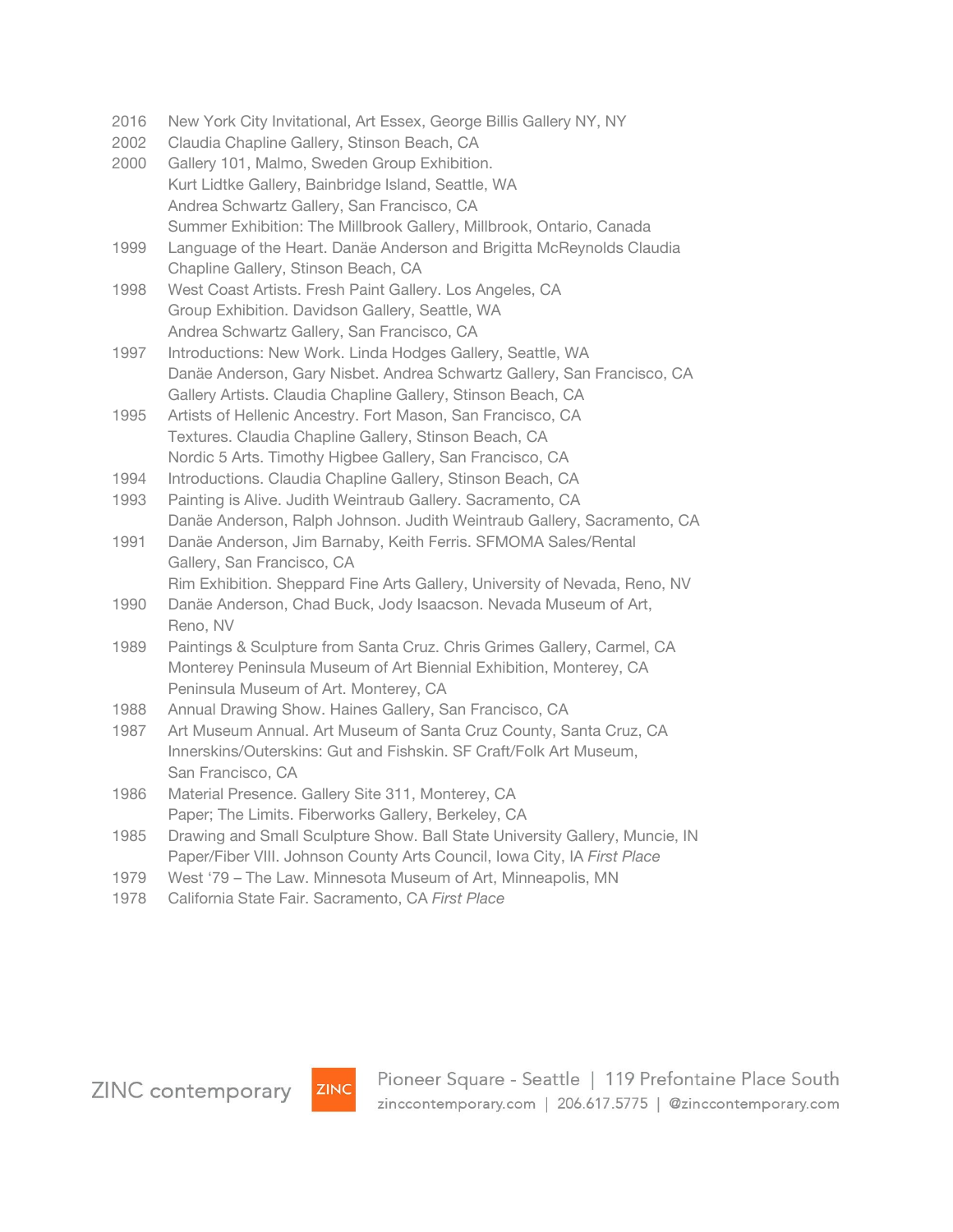2016 New York City Invitational, Art Essex, George Billis Gallery NY, NY

2002 Claudia Chapline Gallery, Stinson Beach, CA

2000 Gallery 101, Malmo, Sweden Group Exhibition.
Kurt Lidtke Gallery, Bainbridge Island, Seattle, WA
Andrea Schwartz Gallery, San Francisco, CA
Summer Exhibition: The Millbrook Gallery, Millbrook, Ontario, Canada

1999 Language of the Heart. Danäe Anderson and Brigitta McReynolds Claudia Chapline Gallery, Stinson Beach, CA

1998 West Coast Artists. Fresh Paint Gallery. Los Angeles, CA
Group Exhibition. Davidson Gallery, Seattle, WA
Andrea Schwartz Gallery, San Francisco, CA

1997 Introductions: New Work. Linda Hodges Gallery, Seattle, WA
Danäe Anderson, Gary Nisbet. Andrea Schwartz Gallery, San Francisco, CA
Gallery Artists. Claudia Chapline Gallery, Stinson Beach, CA

1995 Artists of Hellenic Ancestry. Fort Mason, San Francisco, CA
Textures. Claudia Chapline Gallery, Stinson Beach, CA
Nordic 5 Arts. Timothy Higbee Gallery, San Francisco, CA

1994 Introductions. Claudia Chapline Gallery, Stinson Beach, CA

1993 Painting is Alive. Judith Weintraub Gallery. Sacramento, CA
Danäe Anderson, Ralph Johnson. Judith Weintraub Gallery, Sacramento, CA

1991 Danäe Anderson, Jim Barnaby, Keith Ferris. SFMOMA Sales/Rental Gallery, San Francisco, CA
Rim Exhibition. Sheppard Fine Arts Gallery, University of Nevada, Reno, NV

1990 Danäe Anderson, Chad Buck, Jody Isaacson. Nevada Museum of Art, Reno, NV

1989 Paintings & Sculpture from Santa Cruz. Chris Grimes Gallery, Carmel, CA
Monterey Peninsula Museum of Art Biennial Exhibition, Monterey, CA
Peninsula Museum of Art. Monterey, CA

1988 Annual Drawing Show. Haines Gallery, San Francisco, CA

1987 Art Museum Annual. Art Museum of Santa Cruz County, Santa Cruz, CA
Innerskins/Outerskins: Gut and Fishskin. SF Craft/Folk Art Museum, San Francisco, CA

1986 Material Presence. Gallery Site 311, Monterey, CA
Paper; The Limits. Fiberworks Gallery, Berkeley, CA

1985 Drawing and Small Sculpture Show. Ball State University Gallery, Muncie, IN
Paper/Fiber VIII. Johnson County Arts Council, Iowa City, IA *First Place*

1979 West '79 – The Law. Minnesota Museum of Art, Minneapolis, MN

1978 California State Fair. Sacramento, CA *First Place*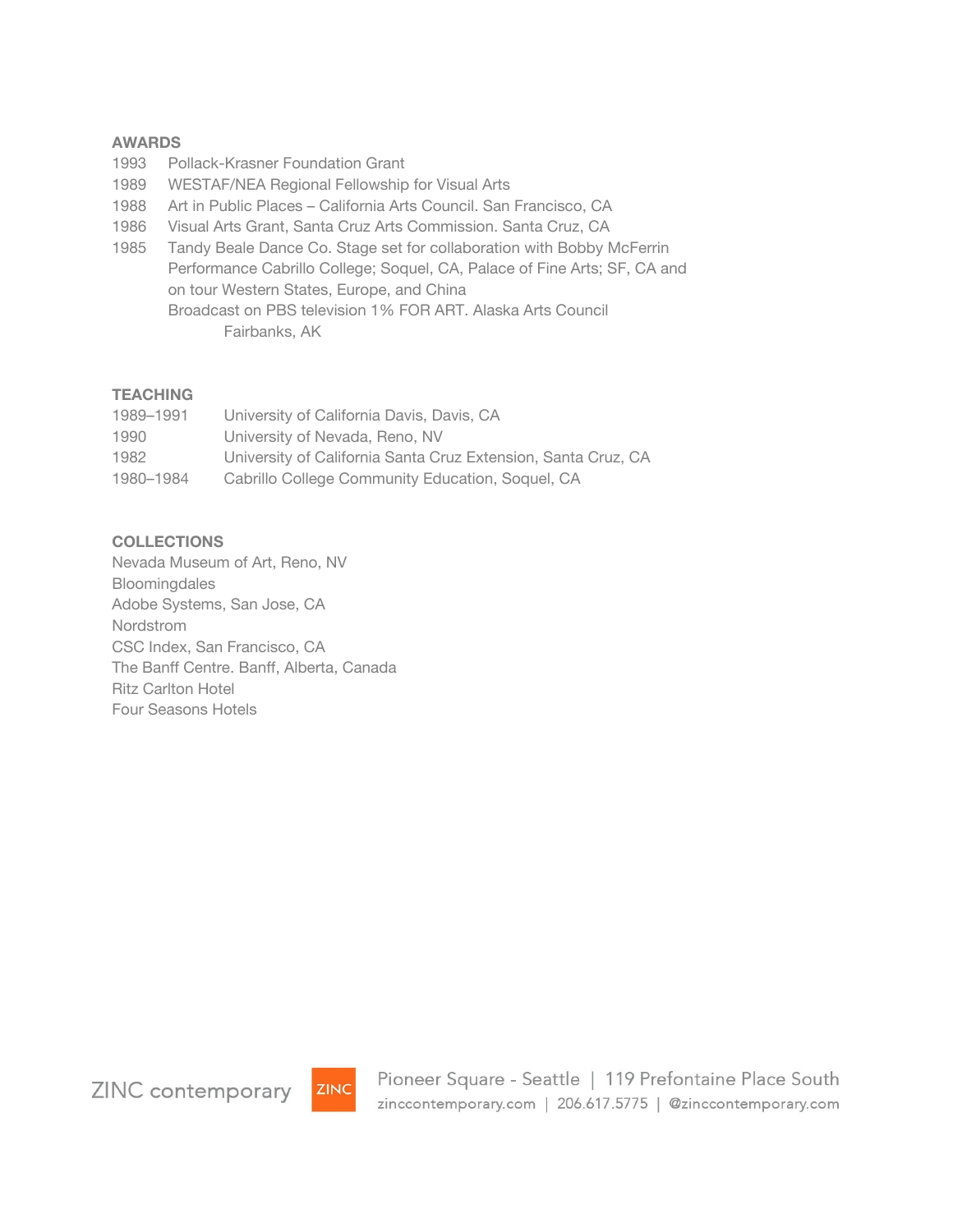**AWARDS**

1993 Pollack-Krasner Foundation Grant
1989 WESTAF/NEA Regional Fellowship for Visual Arts
1988 Art in Public Places – California Arts Council. San Francisco, CA
1986 Visual Arts Grant, Santa Cruz Arts Commission. Santa Cruz, CA
1985 Tandy Beale Dance Co. Stage set for collaboration with Bobby McFerrin
Performance Cabrillo College; Soquel, CA, Palace of Fine Arts; SF, CA and
on tour Western States, Europe, and China
Broadcast on PBS television 1% FOR ART. Alaska Arts Council
Fairbanks, AK

**TEACHING**

1989–1991 University of California Davis, Davis, CA
1990 University of Nevada, Reno, NV
1982 University of California Santa Cruz Extension, Santa Cruz, CA
1980–1984 Cabrillo College Community Education, Soquel, CA

**COLLECTIONS**

Nevada Museum of Art, Reno, NV
Bloomingdales
Adobe Systems, San Jose, CA
Nordstrom
CSC Index, San Francisco, CA
The Banff Centre. Banff, Alberta, Canada
Ritz Carlton Hotel
Four Seasons Hotels